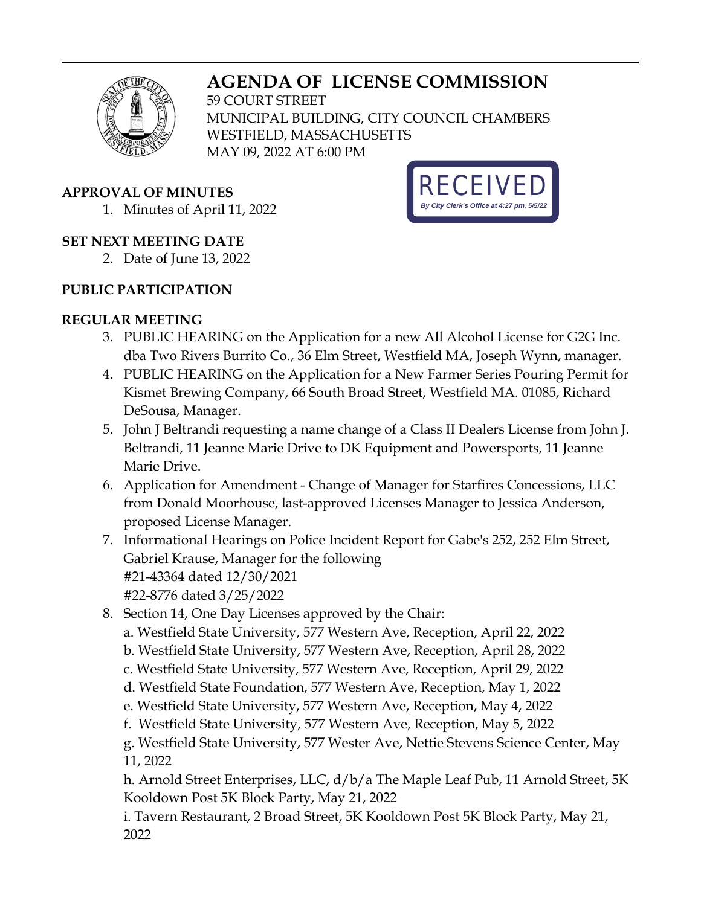# AGENDA OF LICENSE COMMISSION

59 COURT STREET
MUNICIPAL BUILDING, CITY COUNCIL CHAMBERS
WESTFIELD, MASSACHUSETTS
MAY 09, 2022 AT 6:00 PM

RECEIVED
*By City Clerk's Office at 4:27 pm, 5/5/22*

**APPROVAL OF MINUTES**

1. Minutes of April 11, 2022

**SET NEXT MEETING DATE**

2. Date of June 13, 2022

**PUBLIC PARTICIPATION**

**REGULAR MEETING**

3. PUBLIC HEARING on the Application for a new All Alcohol License for G2G Inc. dba Two Rivers Burrito Co., 36 Elm Street, Westfield MA, Joseph Wynn, manager.
4. PUBLIC HEARING on the Application for a New Farmer Series Pouring Permit for Kismet Brewing Company, 66 South Broad Street, Westfield MA. 01085, Richard DeSousa, Manager.
5. John J Beltrandi requesting a name change of a Class II Dealers License from John J. Beltrandi, 11 Jeanne Marie Drive to DK Equipment and Powersports, 11 Jeanne Marie Drive.
6. Application for Amendment - Change of Manager for Starfires Concessions, LLC from Donald Moorhouse, last-approved Licenses Manager to Jessica Anderson, proposed License Manager.
7. Informational Hearings on Police Incident Report for Gabe's 252, 252 Elm Street, Gabriel Krause, Manager for the following
   #21-43364 dated 12/30/2021
   #22-8776 dated 3/25/2022
8. Section 14, One Day Licenses approved by the Chair:
   a. Westfield State University, 577 Western Ave, Reception, April 22, 2022
   b. Westfield State University, 577 Western Ave, Reception, April 28, 2022
   c. Westfield State University, 577 Western Ave, Reception, April 29, 2022
   d. Westfield State Foundation, 577 Western Ave, Reception, May 1, 2022
   e. Westfield State University, 577 Western Ave, Reception, May 4, 2022
   f. Westfield State University, 577 Western Ave, Reception, May 5, 2022
   g. Westfield State University, 577 Wester Ave, Nettie Stevens Science Center, May 11, 2022
   h. Arnold Street Enterprises, LLC, d/b/a The Maple Leaf Pub, 11 Arnold Street, 5K Kooldown Post 5K Block Party, May 21, 2022
   i. Tavern Restaurant, 2 Broad Street, 5K Kooldown Post 5K Block Party, May 21, 2022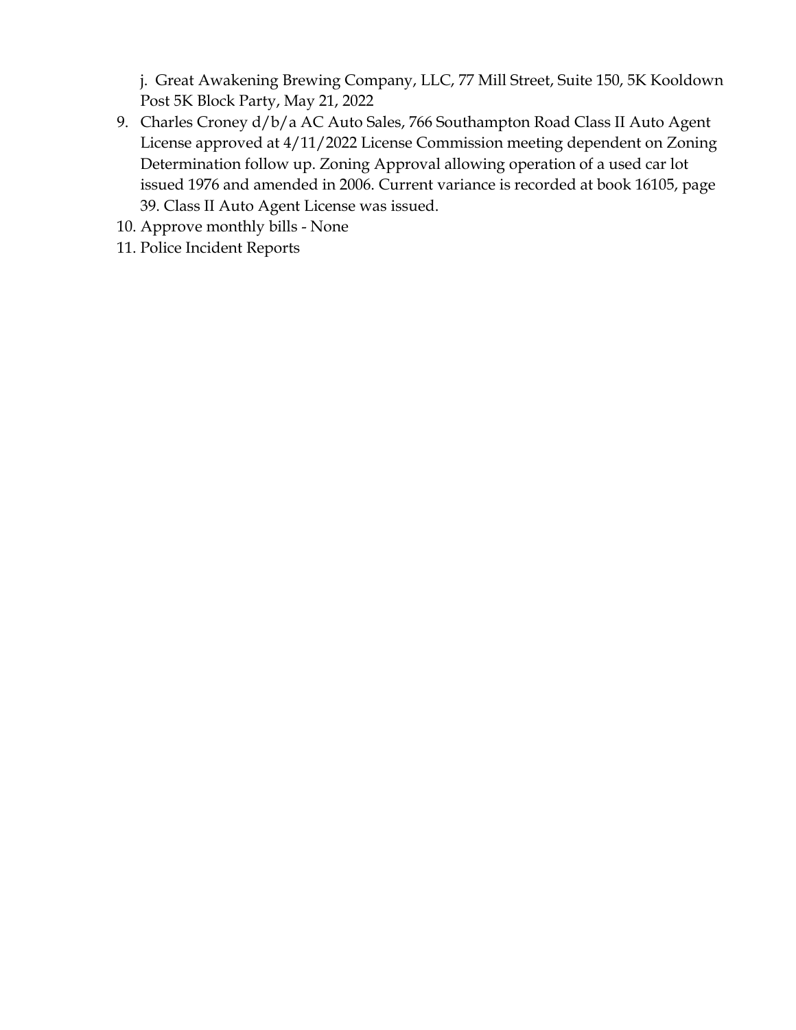j. Great Awakening Brewing Company, LLC, 77 Mill Street, Suite 150, 5K Kooldown Post 5K Block Party, May 21, 2022

9. Charles Croney d/b/a AC Auto Sales, 766 Southampton Road Class II Auto Agent License approved at 4/11/2022 License Commission meeting dependent on Zoning Determination follow up. Zoning Approval allowing operation of a used car lot issued 1976 and amended in 2006. Current variance is recorded at book 16105, page 39. Class II Auto Agent License was issued.
10. Approve monthly bills - None
11. Police Incident Reports